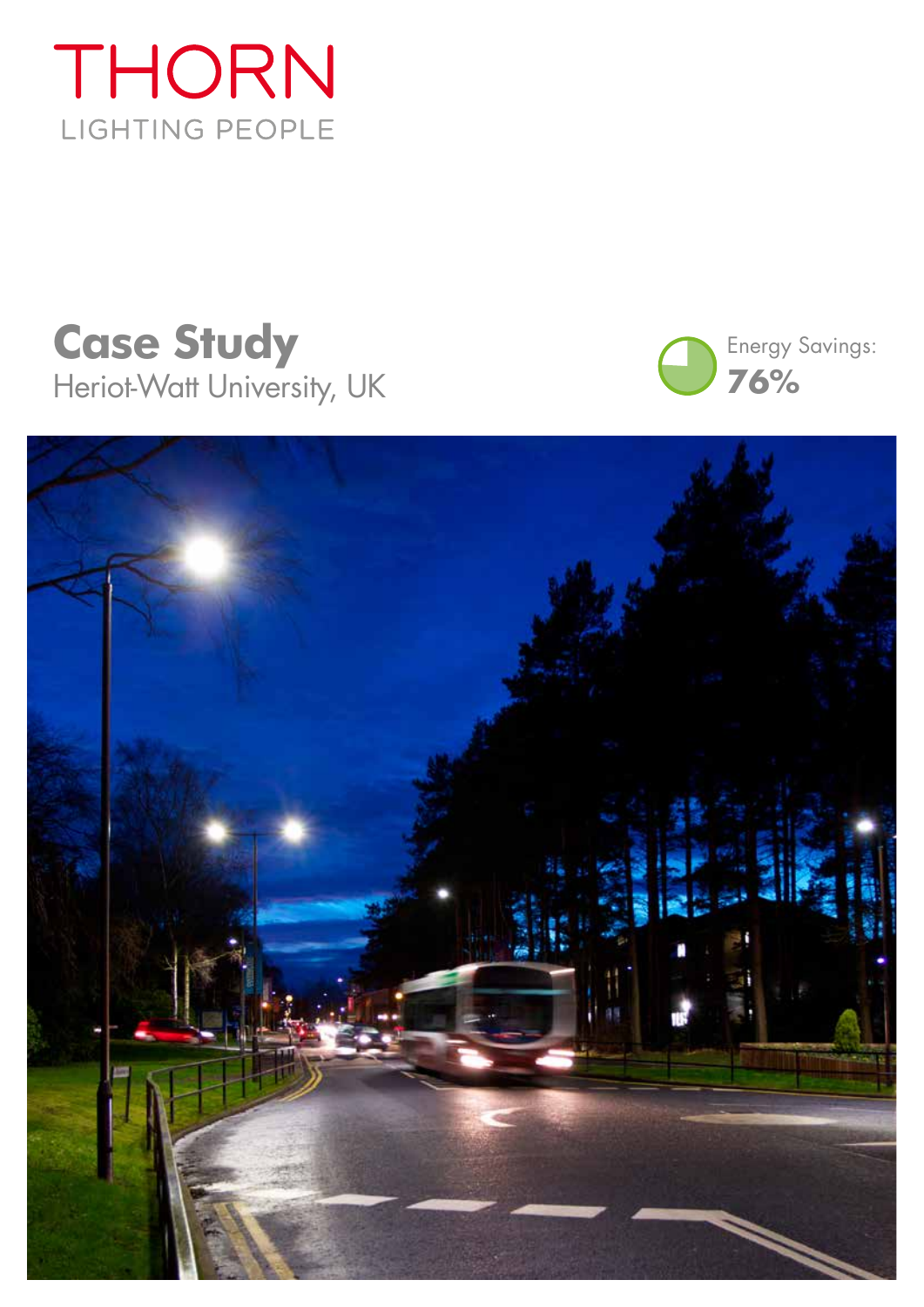# THORN

LIGHTING PEOPLE

## Case Study

Heriot-Watt University, UK

Energy Savings:

**76%**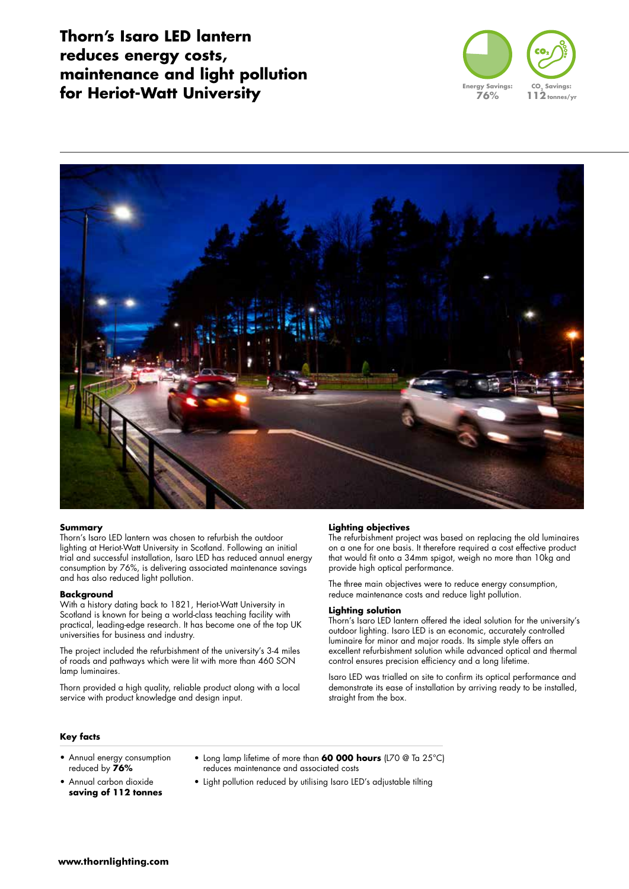# Thorn's Isaro LED lantern reduces energy costs, maintenance and light pollution for Heriot-Watt University

Energy Savings: 76%

$CO_2$ Savings: 112 tonnes/yr

## Summary

Thorn's Isaro LED lantern was chosen to refurbish the outdoor lighting at Heriot-Watt University in Scotland. Following an initial trial and successful installation, Isaro LED has reduced annual energy consumption by 76%, is delivering associated maintenance savings and has also reduced light pollution.

## Background

With a history dating back to 1821, Heriot-Watt University in Scotland is known for being a world-class teaching facility with practical, leading-edge research. It has become one of the top UK universities for business and industry.

The project included the refurbishment of the university's 3-4 miles of roads and pathways which were lit with more than 460 SON lamp luminaires.

Thorn provided a high quality, reliable product along with a local service with product knowledge and design input.

## Lighting objectives

The refurbishment project was based on replacing the old luminaires on a one for one basis. It therefore required a cost effective product that would fit onto a 34mm spigot, weigh no more than 10kg and provide high optical performance.

The three main objectives were to reduce energy consumption, reduce maintenance costs and reduce light pollution.

## Lighting solution

Thorn's Isaro LED lantern offered the ideal solution for the university's outdoor lighting. Isaro LED is an economic, accurately controlled luminaire for minor and major roads. Its simple style offers an excellent refurbishment solution while advanced optical and thermal control ensures precision efficiency and a long lifetime.

Isaro LED was trialled on site to confirm its optical performance and demonstrate its ease of installation by arriving ready to be installed, straight from the box.

## Key facts

- Annual energy consumption reduced by **76%**
- Annual carbon dioxide **saving of 112 tonnes**
- Long lamp lifetime of more than **60 000 hours** (L70 @ Ta 25°C) reduces maintenance and associated costs
- Light pollution reduced by utilising Isaro LED's adjustable tilting

**www.thornlighting.com**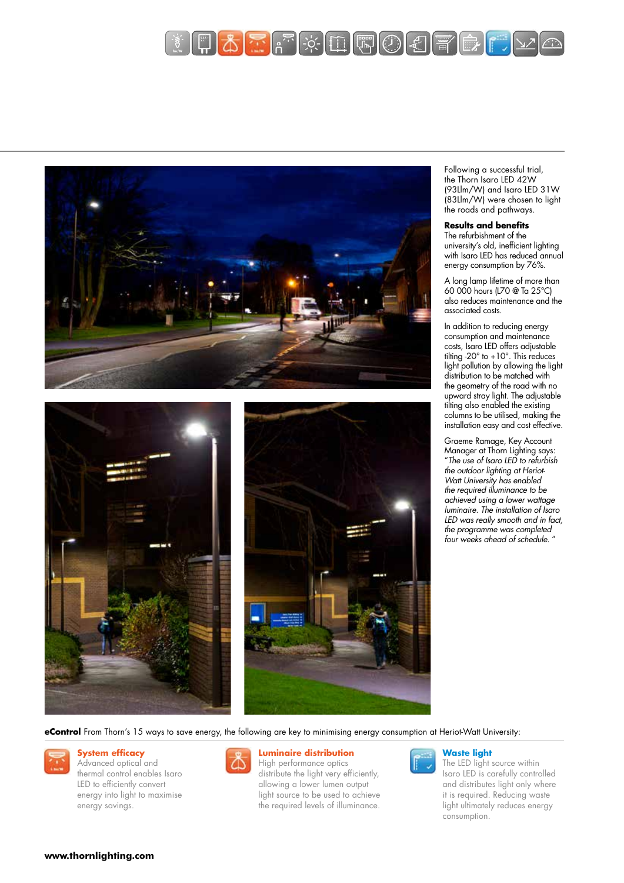Following a successful trial, the Thorn Isaro LED 42W (93Llm/W) and Isaro LED 31W (83Llm/W) were chosen to light the roads and pathways.

**Results and benefits**

The refurbishment of the university's old, inefficient lighting with Isaro LED has reduced annual energy consumption by 76%.

A long lamp lifetime of more than 60 000 hours (L70 @ Ta 25°C) also reduces maintenance and the associated costs.

In addition to reducing energy consumption and maintenance costs, Isaro LED offers adjustable tilting -20° to +10°. This reduces light pollution by allowing the light distribution to be matched with the geometry of the road with no upward stray light. The adjustable tilting also enabled the existing columns to be utilised, making the installation easy and cost effective.

Graeme Ramage, Key Account Manager at Thorn Lighting says: *"The use of Isaro LED to refurbish the outdoor lighting at Heriot-Watt University has enabled the required illuminance to be achieved using a lower wattage luminaire. The installation of Isaro LED was really smooth and in fact, the programme was completed four weeks ahead of schedule."*

**eControl** From Thorn's 15 ways to save energy, the following are key to minimising energy consumption at Heriot-Watt University:

**System efficacy**
Advanced optical and thermal control enables Isaro LED to efficiently convert energy into light to maximise energy savings.

**Luminaire distribution**
High performance optics distribute the light very efficiently, allowing a lower lumen output light source to be used to achieve the required levels of illuminance.

**Waste light**
The LED light source within Isaro LED is carefully controlled and distributes light only where it is required. Reducing waste light ultimately reduces energy consumption.

**www.thornlighting.com**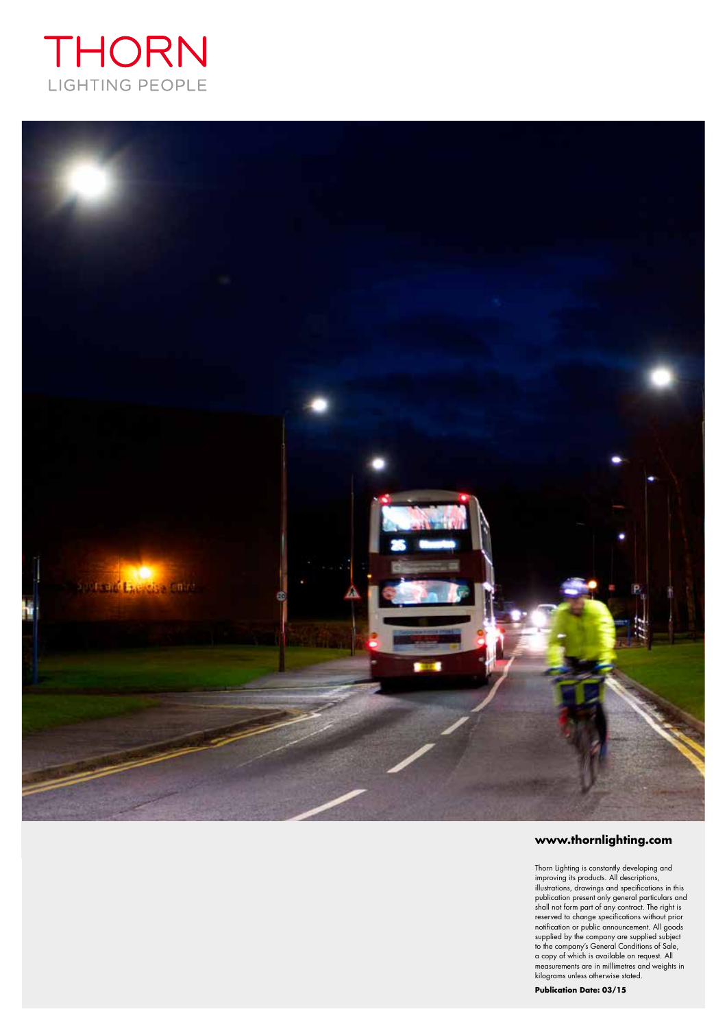THORN

LIGHTING PEOPLE

**www.thornlighting.com**

Thorn Lighting is constantly developing and improving its products. All descriptions, illustrations, drawings and specifications in this publication present only general particulars and shall not form part of any contract. The right is reserved to change specifications without prior notification or public announcement. All goods supplied by the company are supplied subject to the company's General Conditions of Sale, a copy of which is available on request. All measurements are in millimetres and weights in kilograms unless otherwise stated.

**Publication Date: 03/15**